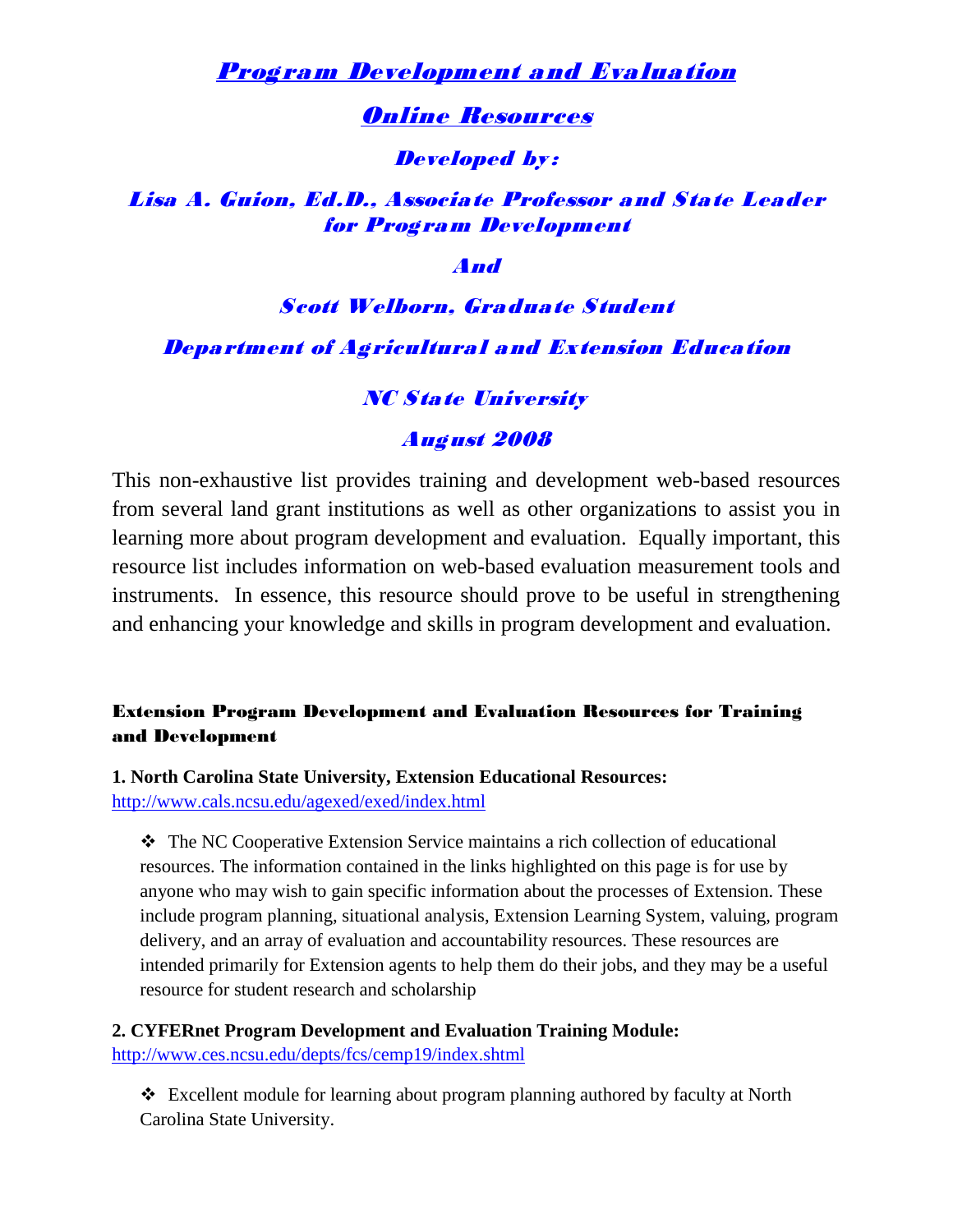# *Program Development and Evaluation*

## *Online Resources*

### *Developed by:*

### *Lisa A. Guion, Ed.D., Associate Professor and State Leader for Program Development*

### *And*

### *Scott Welborn, Graduate Student*

### *Department of Agricultural and Extension Education*

### *NC State University*

### *August 2008*

This non-exhaustive list provides training and development web-based resources from several land grant institutions as well as other organizations to assist you in learning more about program development and evaluation. Equally important, this resource list includes information on web-based evaluation measurement tools and instruments. In essence, this resource should prove to be useful in strengthening and enhancing your knowledge and skills in program development and evaluation.

## Extension Program Development and Evaluation Resources for Training and Development

**1. North Carolina State University, Extension Educational Resources:**
http://www.cals.ncsu.edu/agexed/exed/index.html

- The NC Cooperative Extension Service maintains a rich collection of educational resources. The information contained in the links highlighted on this page is for use by anyone who may wish to gain specific information about the processes of Extension. These include program planning, situational analysis, Extension Learning System, valuing, program delivery, and an array of evaluation and accountability resources. These resources are intended primarily for Extension agents to help them do their jobs, and they may be a useful resource for student research and scholarship

**2. CYFERnet Program Development and Evaluation Training Module:**
http://www.ces.ncsu.edu/depts/fcs/cemp19/index.shtml

- Excellent module for learning about program planning authored by faculty at North Carolina State University.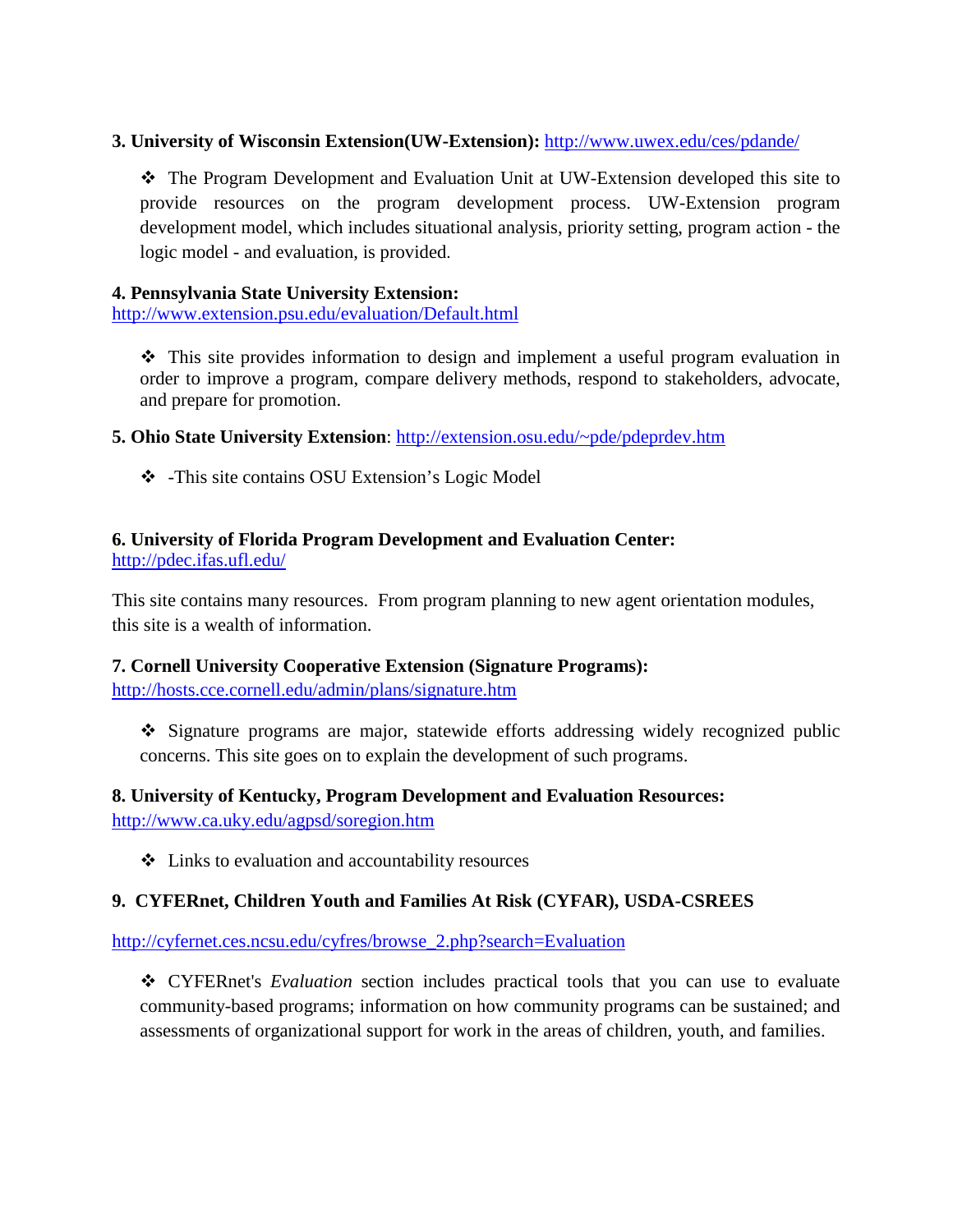**3. University of Wisconsin Extension(UW-Extension):** http://www.uwex.edu/ces/pdande/

- ❖ The Program Development and Evaluation Unit at UW-Extension developed this site to provide resources on the program development process. UW-Extension program development model, which includes situational analysis, priority setting, program action - the logic model - and evaluation, is provided.

**4. Pennsylvania State University Extension:**
http://www.extension.psu.edu/evaluation/Default.html

- ❖ This site provides information to design and implement a useful program evaluation in order to improve a program, compare delivery methods, respond to stakeholders, advocate, and prepare for promotion.

**5. Ohio State University Extension**: http://extension.osu.edu/~pde/pdeprdev.htm

- ❖ -This site contains OSU Extension's Logic Model

**6. University of Florida Program Development and Evaluation Center:**
http://pdec.ifas.ufl.edu/

This site contains many resources. From program planning to new agent orientation modules, this site is a wealth of information.

**7. Cornell University Cooperative Extension (Signature Programs):**
http://hosts.cce.cornell.edu/admin/plans/signature.htm

- ❖ Signature programs are major, statewide efforts addressing widely recognized public concerns. This site goes on to explain the development of such programs.

**8. University of Kentucky, Program Development and Evaluation Resources:**
http://www.ca.uky.edu/agpsd/soregion.htm

- ❖ Links to evaluation and accountability resources

**9. CYFERnet, Children Youth and Families At Risk (CYFAR), USDA-CSREES**

http://cyfernet.ces.ncsu.edu/cyfres/browse_2.php?search=Evaluation

- ❖ CYFERnet's *Evaluation* section includes practical tools that you can use to evaluate community-based programs; information on how community programs can be sustained; and assessments of organizational support for work in the areas of children, youth, and families.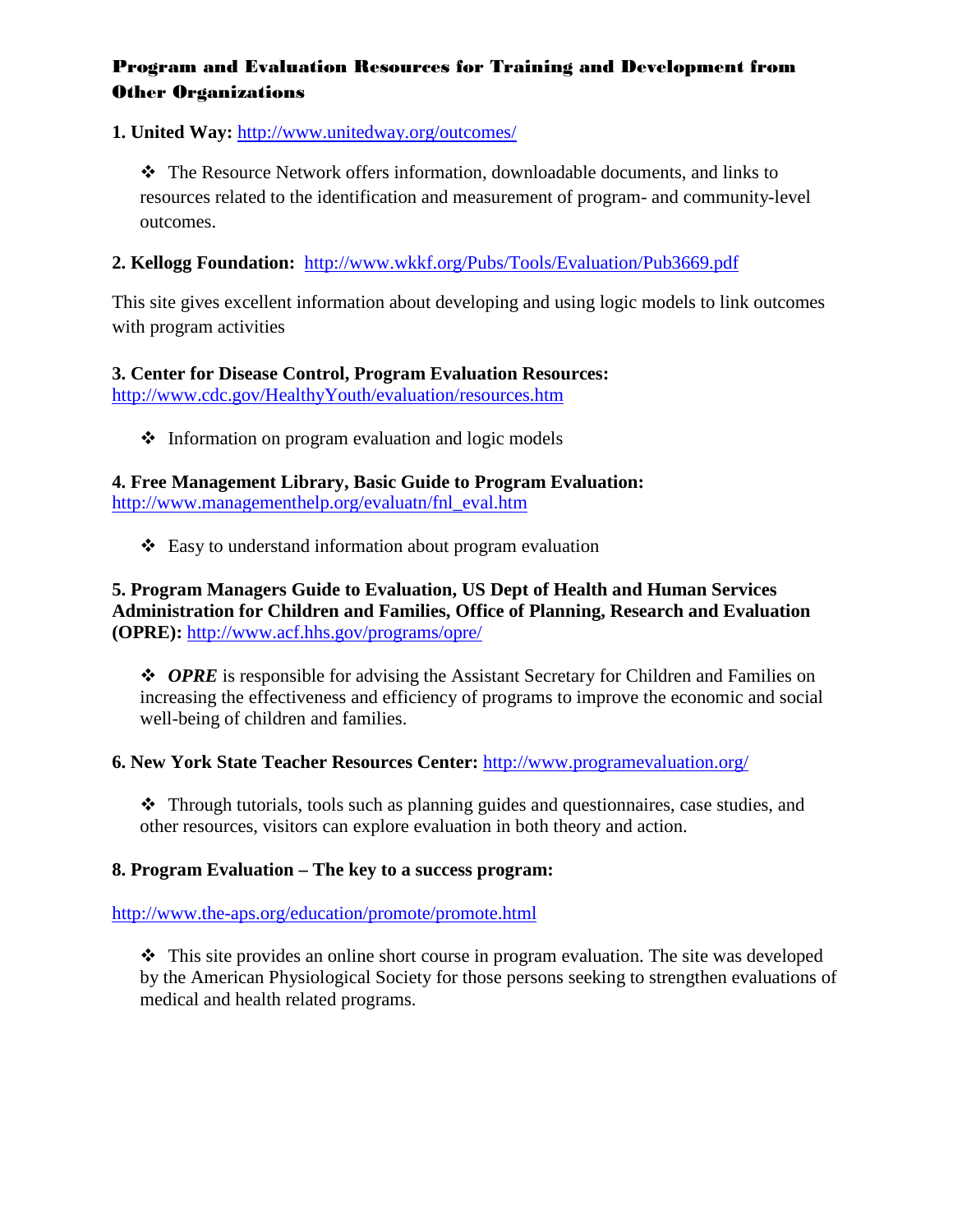## Program and Evaluation Resources for Training and Development from Other Organizations

**1. United Way:** http://www.unitedway.org/outcomes/

- The Resource Network offers information, downloadable documents, and links to resources related to the identification and measurement of program- and community-level outcomes.

**2. Kellogg Foundation:** http://www.wkkf.org/Pubs/Tools/Evaluation/Pub3669.pdf

This site gives excellent information about developing and using logic models to link outcomes with program activities

**3. Center for Disease Control, Program Evaluation Resources:**
http://www.cdc.gov/HealthyYouth/evaluation/resources.htm

- Information on program evaluation and logic models

**4. Free Management Library, Basic Guide to Program Evaluation:**
http://www.managementhelp.org/evaluatn/fnl_eval.htm

- Easy to understand information about program evaluation

**5. Program Managers Guide to Evaluation, US Dept of Health and Human Services Administration for Children and Families, Office of Planning, Research and Evaluation (OPRE):** http://www.acf.hhs.gov/programs/opre/

- ***OPRE*** is responsible for advising the Assistant Secretary for Children and Families on increasing the effectiveness and efficiency of programs to improve the economic and social well-being of children and families.

**6. New York State Teacher Resources Center:** http://www.programevaluation.org/

- Through tutorials, tools such as planning guides and questionnaires, case studies, and other resources, visitors can explore evaluation in both theory and action.

**8. Program Evaluation – The key to a success program:**

http://www.the-aps.org/education/promote/promote.html

- This site provides an online short course in program evaluation. The site was developed by the American Physiological Society for those persons seeking to strengthen evaluations of medical and health related programs.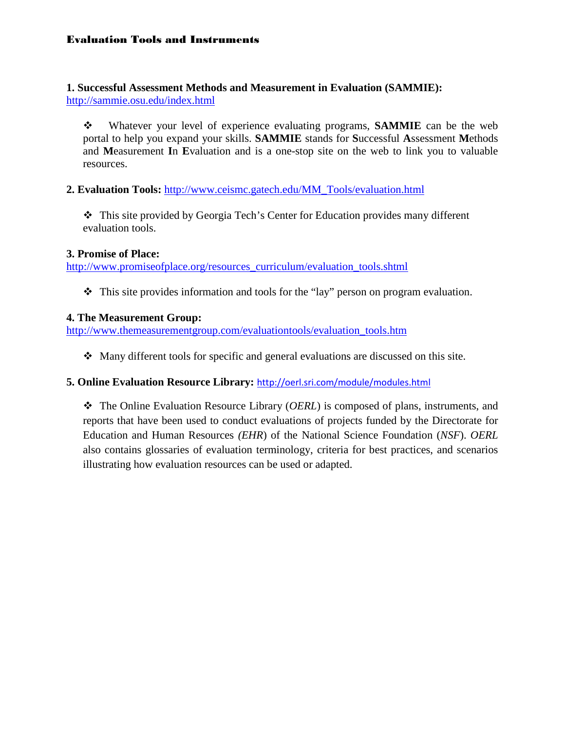## Evaluation Tools and Instruments

**1. Successful Assessment Methods and Measurement in Evaluation (SAMMIE):** http://sammie.osu.edu/index.html

- Whatever your level of experience evaluating programs, **SAMMIE** can be the web portal to help you expand your skills. **SAMMIE** stands for **S**uccessful **A**ssessment **M**ethods and **M**easurement **I**n **E**valuation and is a one-stop site on the web to link you to valuable resources.

**2. Evaluation Tools:** http://www.ceismc.gatech.edu/MM_Tools/evaluation.html

- This site provided by Georgia Tech's Center for Education provides many different evaluation tools.

**3. Promise of Place:** http://www.promiseofplace.org/resources_curriculum/evaluation_tools.shtml

- This site provides information and tools for the "lay" person on program evaluation.

**4. The Measurement Group:** http://www.themeasurementgroup.com/evaluationtools/evaluation_tools.htm

- Many different tools for specific and general evaluations are discussed on this site.

**5. Online Evaluation Resource Library:** http://oerl.sri.com/module/modules.html

- The Online Evaluation Resource Library (*OERL*) is composed of plans, instruments, and reports that have been used to conduct evaluations of projects funded by the Directorate for Education and Human Resources *(EHR*) of the National Science Foundation (*NSF*). *OERL* also contains glossaries of evaluation terminology, criteria for best practices, and scenarios illustrating how evaluation resources can be used or adapted.